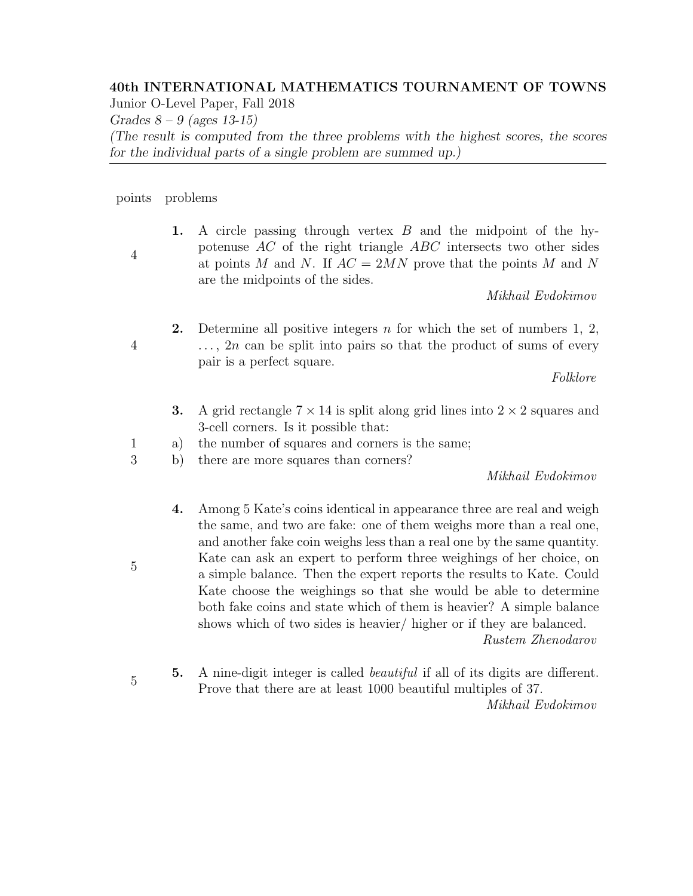**40th INTERNATIONAL MATHEMATICS TOURNAMENT OF TOWNS**

Junior O-Level Paper, Fall 2018

*Grades 8 – 9 (ages 13-15)*

*(The result is computed from the three problems with the highest scores, the scores for the individual parts of a single problem are summed up.)*

---

| points | problems |
|---|---|
| 4 | **1.** A circle passing through vertex $B$ and the midpoint of the hypotenuse $AC$ of the right triangle $ABC$ intersects two other sides at points $M$ and $N$. If $AC = 2MN$ prove that the points $M$ and $N$ are the midpoints of the sides. *Mikhail Evdokimov* |
| 4 | **2.** Determine all positive integers $n$ for which the set of numbers 1, 2, . . . , $2n$ can be split into pairs so that the product of sums of every pair is a perfect square. *Folklore* |
| | **3.** A grid rectangle $7 \times 14$ is split along grid lines into $2 \times 2$ squares and 3-cell corners. Is it possible that: |
| 1 | a) the number of squares and corners is the same; |
| 3 | b) there are more squares than corners? *Mikhail Evdokimov* |
| 5 | **4.** Among 5 Kate's coins identical in appearance three are real and weigh the same, and two are fake: one of them weighs more than a real one, and another fake coin weighs less than a real one by the same quantity. Kate can ask an expert to perform three weighings of her choice, on a simple balance. Then the expert reports the results to Kate. Could Kate choose the weighings so that she would be able to determine both fake coins and state which of them is heavier? A simple balance shows which of two sides is heavier/ higher or if they are balanced. *Rustem Zhenodarov* |
| 5 | **5.** A nine-digit integer is called *beautiful* if all of its digits are different. Prove that there are at least 1000 beautiful multiples of 37. *Mikhail Evdokimov* |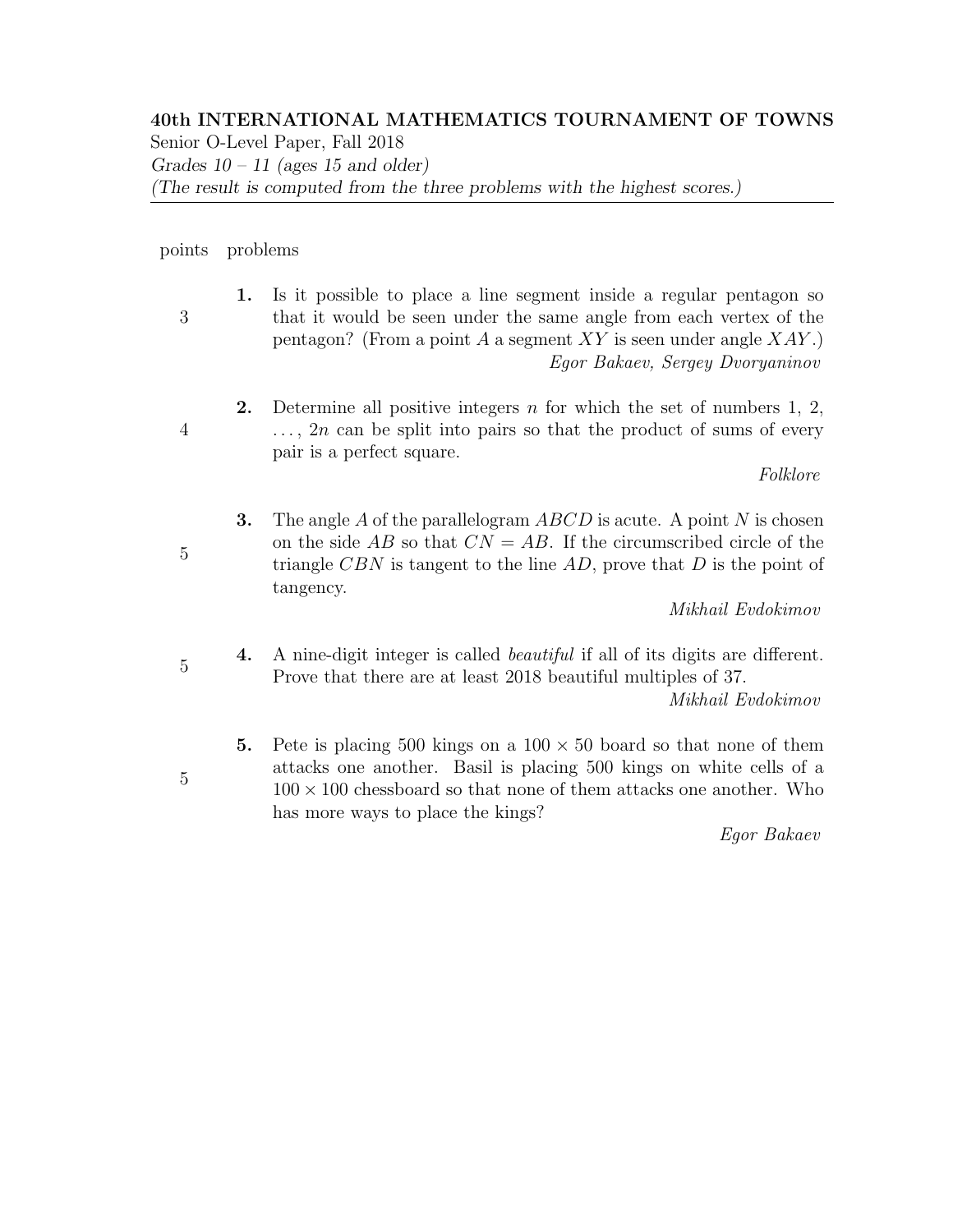**40th INTERNATIONAL MATHEMATICS TOURNAMENT OF TOWNS**

Senior O-Level Paper, Fall 2018

*Grades 10 – 11 (ages 15 and older)*

*(The result is computed from the three problems with the highest scores.)*

---

| points | problems |
|---|---|
| 3 | **1.** Is it possible to place a line segment inside a regular pentagon so that it would be seen under the same angle from each vertex of the pentagon? (From a point $A$ a segment $XY$ is seen under angle $XAY$.) *Egor Bakaev, Sergey Dvoryaninov* |
| 4 | **2.** Determine all positive integers $n$ for which the set of numbers 1, 2, ..., $2n$ can be split into pairs so that the product of sums of every pair is a perfect square. *Folklore* |
| 5 | **3.** The angle $A$ of the parallelogram $ABCD$ is acute. A point $N$ is chosen on the side $AB$ so that $CN = AB$. If the circumscribed circle of the triangle $CBN$ is tangent to the line $AD$, prove that $D$ is the point of tangency. *Mikhail Evdokimov* |
| 5 | **4.** A nine-digit integer is called *beautiful* if all of its digits are different. Prove that there are at least 2018 beautiful multiples of 37. *Mikhail Evdokimov* |
| 5 | **5.** Pete is placing 500 kings on a $100 \times 50$ board so that none of them attacks one another. Basil is placing 500 kings on white cells of a $100 \times 100$ chessboard so that none of them attacks one another. Who has more ways to place the kings? *Egor Bakaev* |